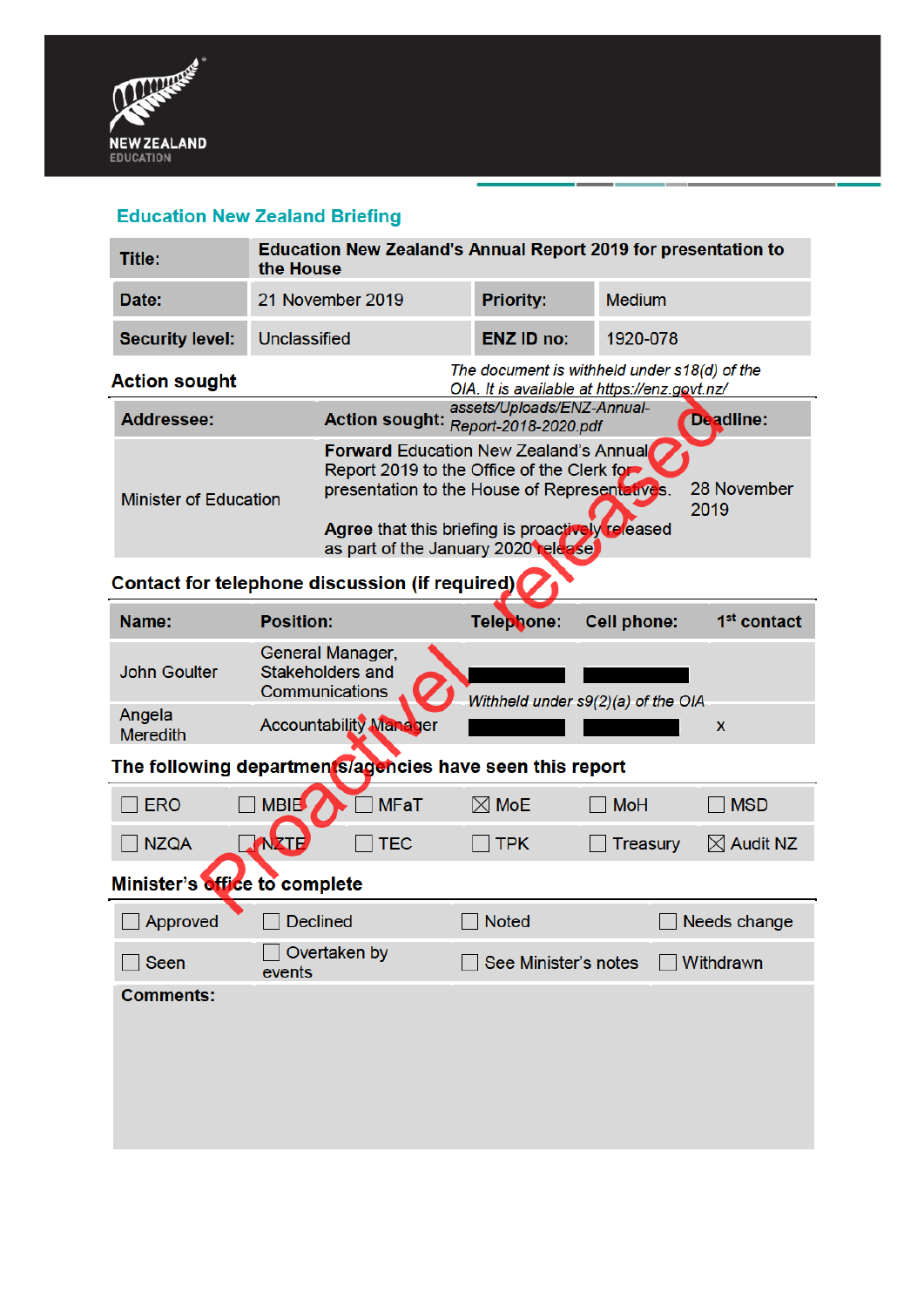NEW ZEALAND EDUCATION

## Education New Zealand Briefing

| Title: | Education New Zealand's Annual Report 2019 for presentation to the House | | |
|---|---|---|---|
| Date: | 21 November 2019 | Priority: | Medium |
| Security level: | Unclassified | ENZ ID no: | 1920-078 |

### Action sought

*The document is withheld under s18(d) of the OIA. It is available at https://enz.govt.nz/assets/Uploads/ENZ-Annual-Report-2018-2020.pdf*

| Addressee: | Action sought: | Deadline: |
|---|---|---|
| Minister of Education | **Forward** Education New Zealand's Annual Report 2019 to the Office of the Clerk for presentation to the House of Representatives.<br><br>**Agree** that this briefing is proactively released as part of the January 2020 release | 28 November 2019 |

### Contact for telephone discussion (if required)

| Name: | Position: | Telephone: | Cell phone: | 1st contact |
|---|---|---|---|---|
| John Goulter | General Manager, Stakeholders and Communications | ████ | ████ | |
| Angela Meredith | Accountability Manager | ████ | ████ | x |

*Withheld under s9(2)(a) of the OIA*

### The following departments/agencies have seen this report

| | | | | | |
|---|---|---|---|---|---|
| ☐ ERO | ☐ MBIE | ☐ MFaT | ☒ MoE | ☐ MoH | ☐ MSD |
| ☐ NZQA | ☐ NZTE | ☐ TEC | ☐ TPK | ☐ Treasury | ☒ Audit NZ |

### Minister's office to complete

| | | | |
|---|---|---|---|
| ☐ Approved | ☐ Declined | ☐ Noted | ☐ Needs change |
| ☐ Seen | ☐ Overtaken by events | ☐ See Minister's notes | ☐ Withdrawn |

**Comments:**

Proactively released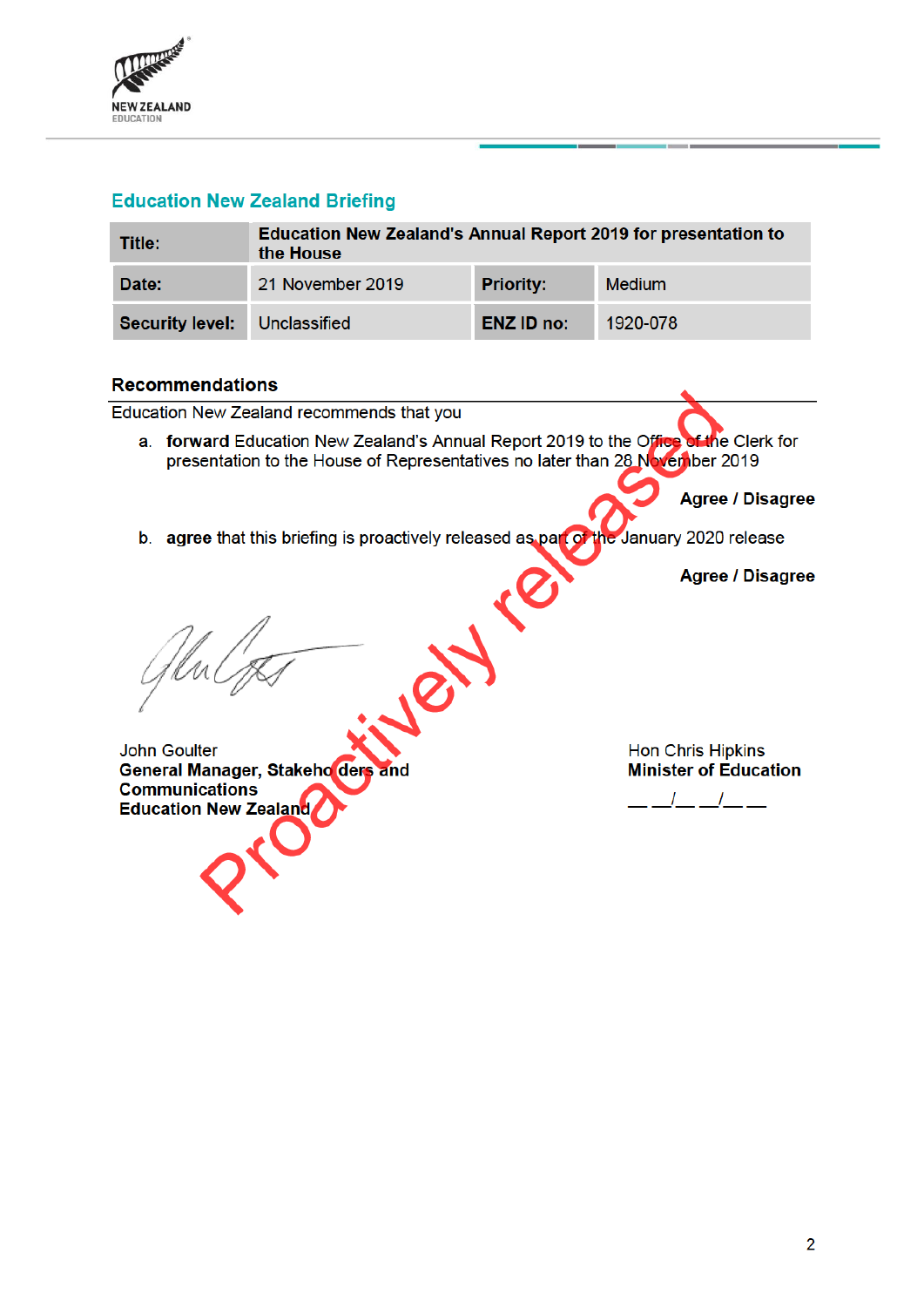## Education New Zealand Briefing

| Title: | Education New Zealand's Annual Report 2019 for presentation to the House | | |
|---|---|---|---|
| Date: | 21 November 2019 | Priority: | Medium |
| Security level: | Unclassified | ENZ ID no: | 1920-078 |

### Recommendations

Education New Zealand recommends that you

a. **forward** Education New Zealand's Annual Report 2019 to the Office of the Clerk for presentation to the House of Representatives no later than 28 November 2019

**Agree / Disagree**

b. **agree** that this briefing is proactively released as part of the January 2020 release

**Agree / Disagree**

John Goulter
**General Manager, Stakeholders and Communications**
**Education New Zealand**

Hon Chris Hipkins
**Minister of Education**

\_\_ \_\_/\_\_ \_\_/\_\_ \_\_

Proactively released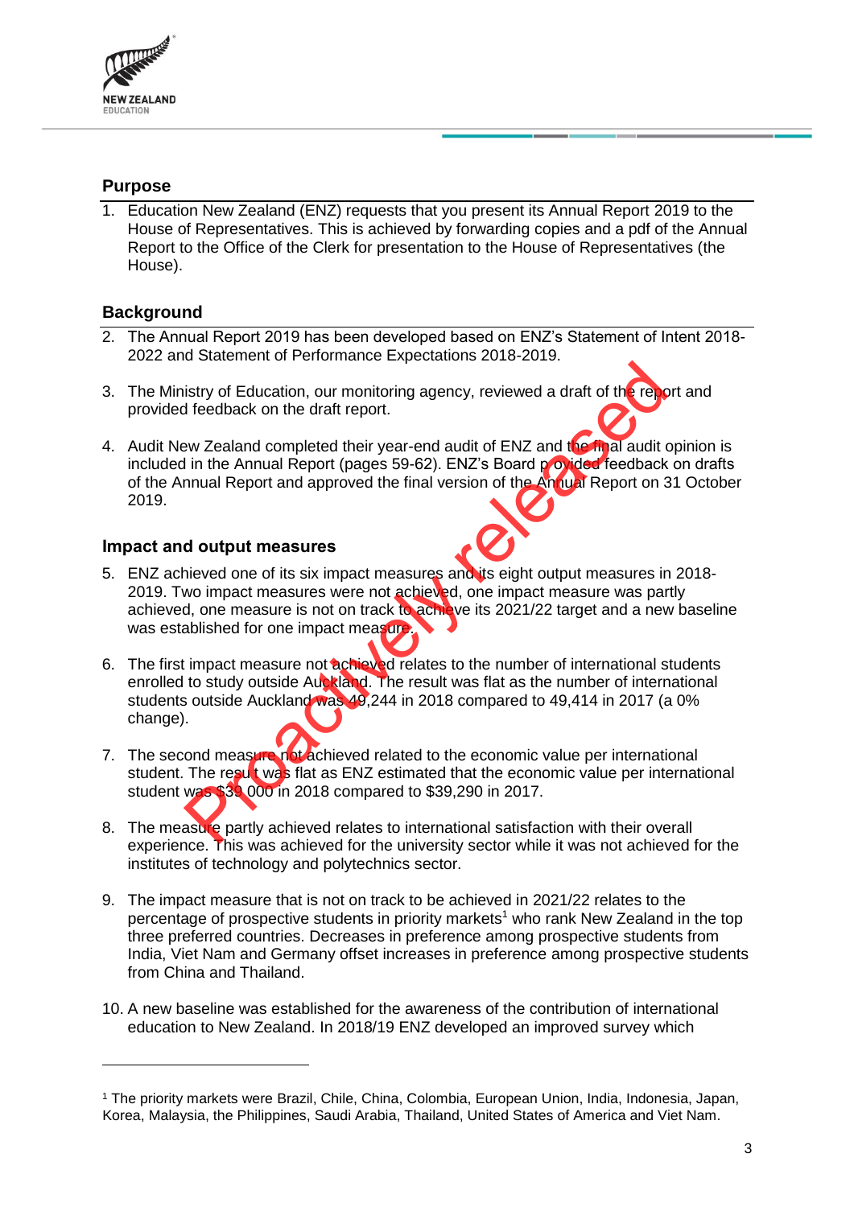## Purpose

1. Education New Zealand (ENZ) requests that you present its Annual Report 2019 to the House of Representatives. This is achieved by forwarding copies and a pdf of the Annual Report to the Office of the Clerk for presentation to the House of Representatives (the House).

## Background

2. The Annual Report 2019 has been developed based on ENZ's Statement of Intent 2018-2022 and Statement of Performance Expectations 2018-2019.

3. The Ministry of Education, our monitoring agency, reviewed a draft of the report and provided feedback on the draft report.

4. Audit New Zealand completed their year-end audit of ENZ and the final audit opinion is included in the Annual Report (pages 59-62). ENZ's Board provided feedback on drafts of the Annual Report and approved the final version of the Annual Report on 31 October 2019.

## Impact and output measures

5. ENZ achieved one of its six impact measures and its eight output measures in 2018-2019. Two impact measures were not achieved, one impact measure was partly achieved, one measure is not on track to achieve its 2021/22 target and a new baseline was established for one impact measure.

6. The first impact measure not achieved relates to the number of international students enrolled to study outside Auckland. The result was flat as the number of international students outside Auckland was 49,244 in 2018 compared to 49,414 in 2017 (a 0% change).

7. The second measure not achieved related to the economic value per international student. The result was flat as ENZ estimated that the economic value per international student was $39 000 in 2018 compared to $39,290 in 2017.

8. The measure partly achieved relates to international satisfaction with their overall experience. This was achieved for the university sector while it was not achieved for the institutes of technology and polytechnics sector.

9. The impact measure that is not on track to be achieved in 2021/22 relates to the percentage of prospective students in priority markets[1] who rank New Zealand in the top three preferred countries. Decreases in preference among prospective students from India, Viet Nam and Germany offset increases in preference among prospective students from China and Thailand.

10. A new baseline was established for the awareness of the contribution of international education to New Zealand. In 2018/19 ENZ developed an improved survey which

---

[1] The priority markets were Brazil, Chile, China, Colombia, European Union, India, Indonesia, Japan, Korea, Malaysia, the Philippines, Saudi Arabia, Thailand, United States of America and Viet Nam.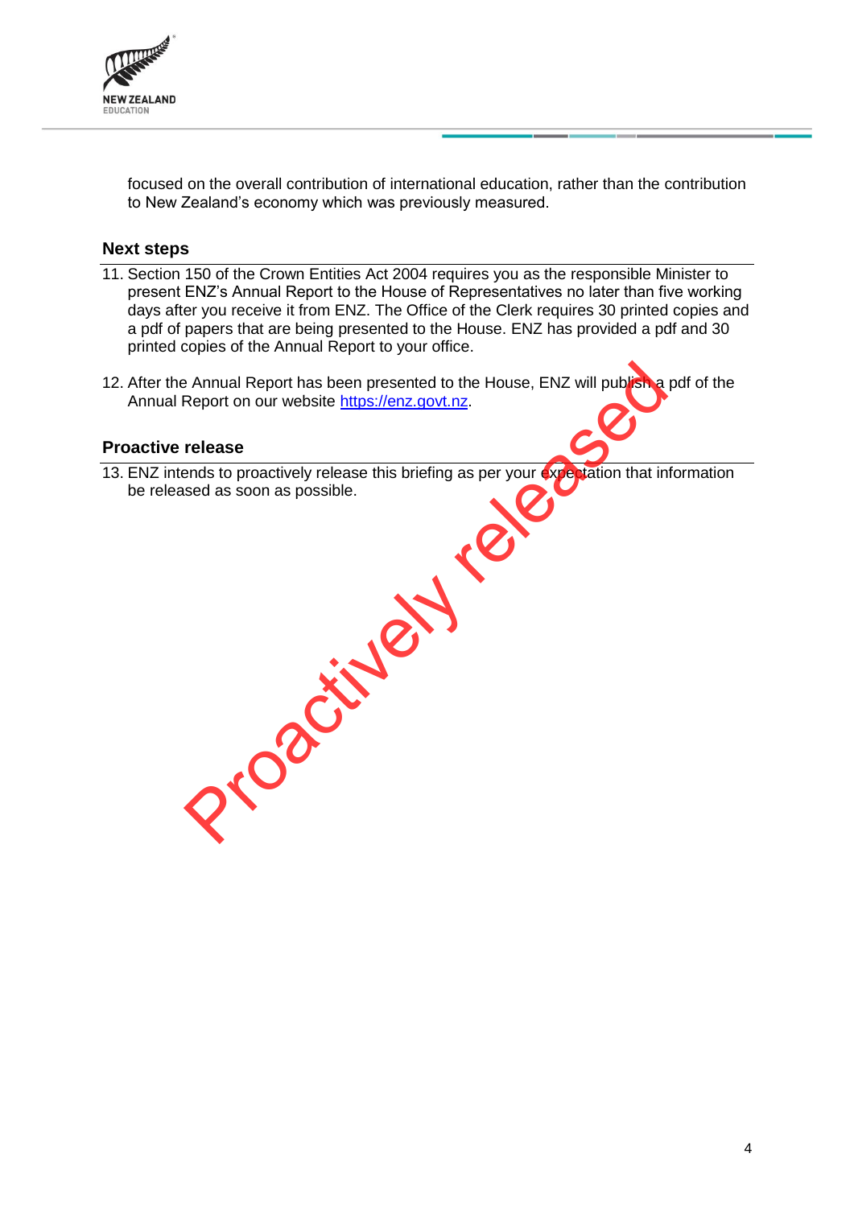focused on the overall contribution of international education, rather than the contribution to New Zealand's economy which was previously measured.

## Next steps

11. Section 150 of the Crown Entities Act 2004 requires you as the responsible Minister to present ENZ's Annual Report to the House of Representatives no later than five working days after you receive it from ENZ. The Office of the Clerk requires 30 printed copies and a pdf of papers that are being presented to the House. ENZ has provided a pdf and 30 printed copies of the Annual Report to your office.

12. After the Annual Report has been presented to the House, ENZ will publish a pdf of the Annual Report on our website https://enz.govt.nz.

## Proactive release

13. ENZ intends to proactively release this briefing as per your expectation that information be released as soon as possible.

Proactively released